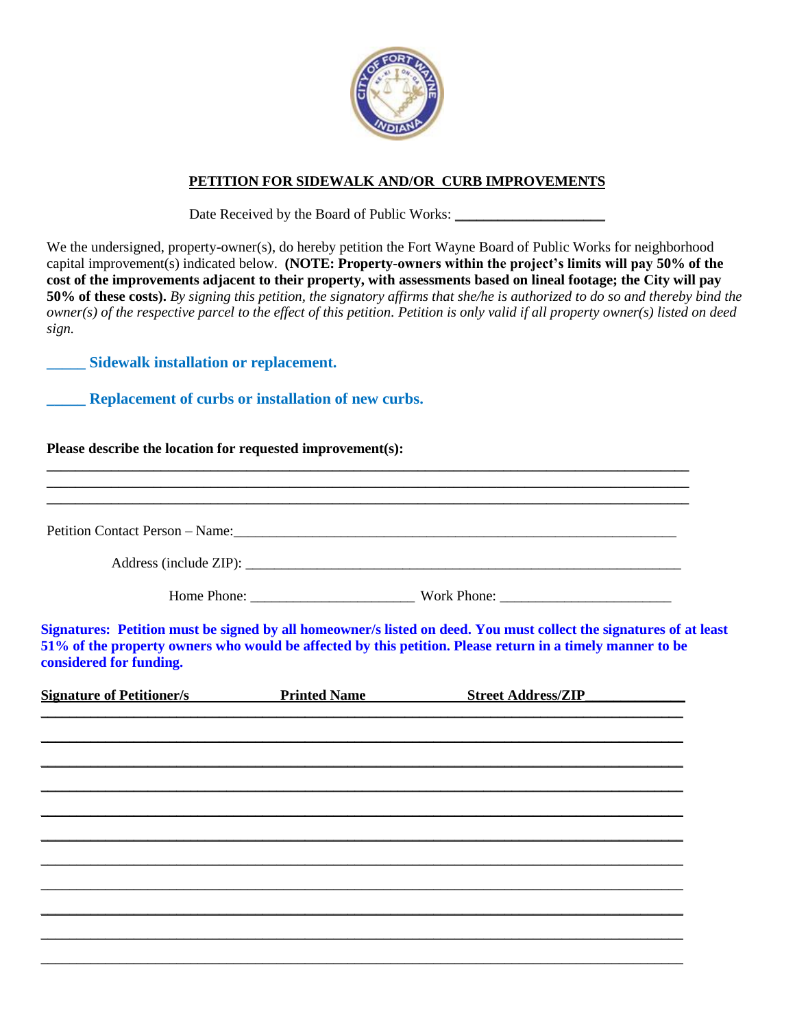# PETITION FOR SIDEWALK AND/OR CURB IMPROVEMENTS

Date Received by the Board of Public Works: ____________________

We the undersigned, property-owner(s), do hereby petition the Fort Wayne Board of Public Works for neighborhood capital improvement(s) indicated below. **(NOTE: Property-owners within the project's limits will pay 50% of the cost of the improvements adjacent to their property, with assessments based on lineal footage; the City will pay 50% of these costs).** *By signing this petition, the signatory affirms that she/he is authorized to do so and thereby bind the owner(s) of the respective parcel to the effect of this petition. Petition is only valid if all property owner(s) listed on deed sign.*

**_____ Sidewalk installation or replacement.**

**_____ Replacement of curbs or installation of new curbs.**

**Please describe the location for requested improvement(s):**

___________________________________________________________________________

___________________________________________________________________________

___________________________________________________________________________

Petition Contact Person – Name:_____________________________________________________

Address (include ZIP): _____________________________________________________

Home Phone: ______________________ Work Phone: ______________________

**Signatures: Petition must be signed by all homeowner/s listed on deed. You must collect the signatures of at least 51% of the property owners who would be affected by this petition. Please return in a timely manner to be considered for funding.**

| Signature of Petitioner/s | Printed Name | Street Address/ZIP |
| --- | --- | --- |
| | | |
| | | |
| | | |
| | | |
| | | |
| | | |
| | | |
| | | |
| | | |
| | | |
| | | |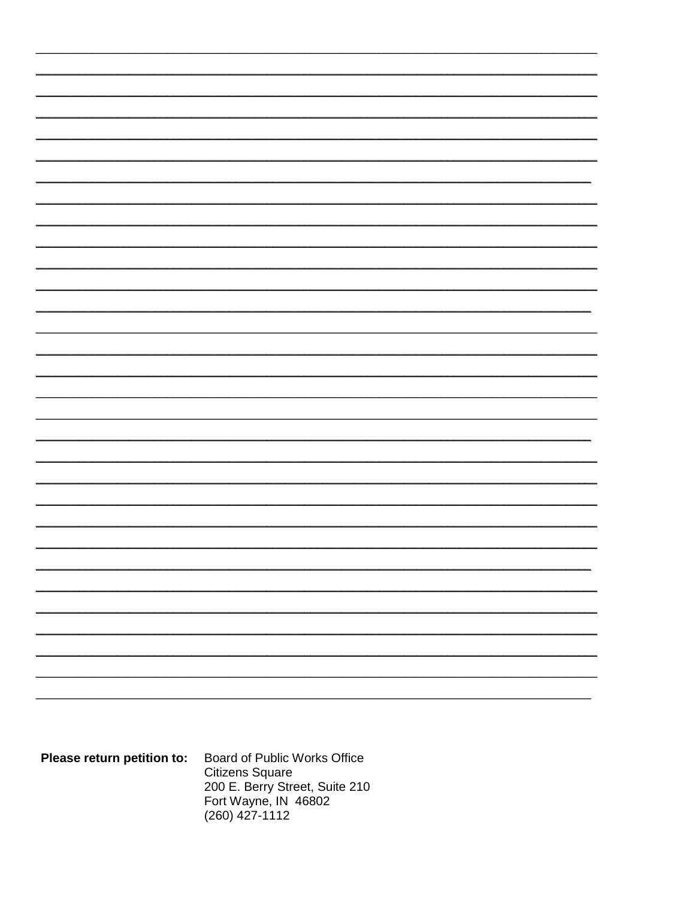**Please return petition to:**

Board of Public Works Office
Citizens Square
200 E. Berry Street, Suite 210
Fort Wayne, IN 46802
(260) 427-1112